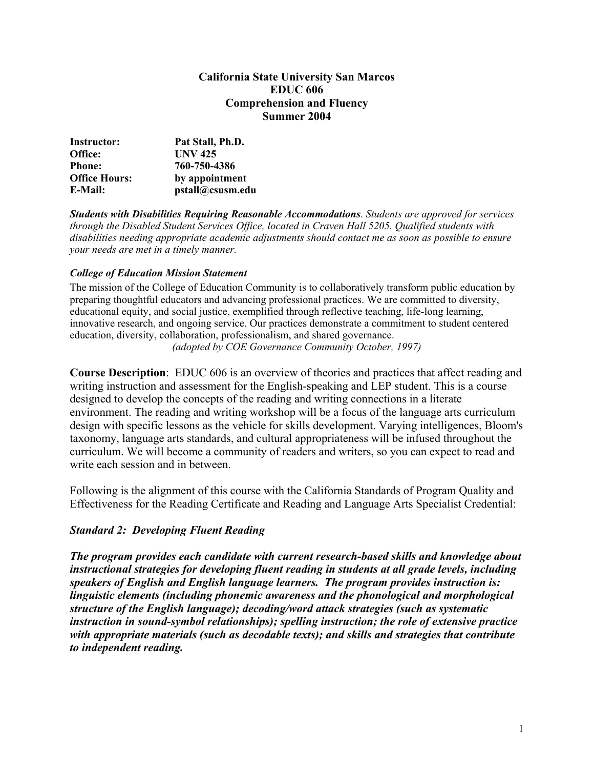# California State University San Marcos
# EDUC 606
# Comprehension and Fluency
# Summer 2004

| | |
|---|---|
| **Instructor:** | **Pat Stall, Ph.D.** |
| **Office:** | **UNV 425** |
| **Phone:** | **760-750-4386** |
| **Office Hours:** | **by appointment** |
| **E-Mail:** | **pstall@csusm.edu** |

***Students with Disabilities Requiring Reasonable Accommodations****. Students are approved for services through the Disabled Student Services Office, located in Craven Hall 5205. Qualified students with disabilities needing appropriate academic adjustments should contact me as soon as possible to ensure your needs are met in a timely manner.*

***College of Education Mission Statement***

The mission of the College of Education Community is to collaboratively transform public education by preparing thoughtful educators and advancing professional practices. We are committed to diversity, educational equity, and social justice, exemplified through reflective teaching, life-long learning, innovative research, and ongoing service. Our practices demonstrate a commitment to student centered education, diversity, collaboration, professionalism, and shared governance.

*(adopted by COE Governance Community October, 1997)*

**Course Description**: EDUC 606 is an overview of theories and practices that affect reading and writing instruction and assessment for the English-speaking and LEP student. This is a course designed to develop the concepts of the reading and writing connections in a literate environment. The reading and writing workshop will be a focus of the language arts curriculum design with specific lessons as the vehicle for skills development. Varying intelligences, Bloom's taxonomy, language arts standards, and cultural appropriateness will be infused throughout the curriculum. We will become a community of readers and writers, so you can expect to read and write each session and in between.

Following is the alignment of this course with the California Standards of Program Quality and Effectiveness for the Reading Certificate and Reading and Language Arts Specialist Credential:

***Standard 2: Developing Fluent Reading***

***The program provides each candidate with current research-based skills and knowledge about instructional strategies for developing fluent reading in students at all grade levels, including speakers of English and English language learners. The program provides instruction is: linguistic elements (including phonemic awareness and the phonological and morphological structure of the English language); decoding/word attack strategies (such as systematic instruction in sound-symbol relationships); spelling instruction; the role of extensive practice with appropriate materials (such as decodable texts); and skills and strategies that contribute to independent reading.***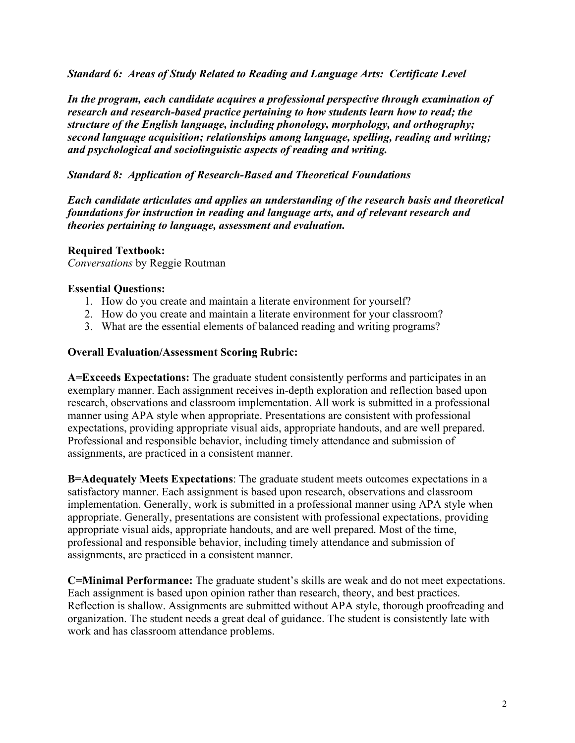***Standard 6: Areas of Study Related to Reading and Language Arts: Certificate Level***

***In the program, each candidate acquires a professional perspective through examination of research and research-based practice pertaining to how students learn how to read; the structure of the English language, including phonology, morphology, and orthography; second language acquisition; relationships among language, spelling, reading and writing; and psychological and sociolinguistic aspects of reading and writing.***

***Standard 8: Application of Research-Based and Theoretical Foundations***

***Each candidate articulates and applies an understanding of the research basis and theoretical foundations for instruction in reading and language arts, and of relevant research and theories pertaining to language, assessment and evaluation.***

**Required Textbook:**
*Conversations* by Reggie Routman

**Essential Questions:**

1. How do you create and maintain a literate environment for yourself?
2. How do you create and maintain a literate environment for your classroom?
3. What are the essential elements of balanced reading and writing programs?

**Overall Evaluation/Assessment Scoring Rubric:**

**A=Exceeds Expectations:** The graduate student consistently performs and participates in an exemplary manner. Each assignment receives in-depth exploration and reflection based upon research, observations and classroom implementation. All work is submitted in a professional manner using APA style when appropriate. Presentations are consistent with professional expectations, providing appropriate visual aids, appropriate handouts, and are well prepared. Professional and responsible behavior, including timely attendance and submission of assignments, are practiced in a consistent manner.

**B=Adequately Meets Expectations**: The graduate student meets outcomes expectations in a satisfactory manner. Each assignment is based upon research, observations and classroom implementation. Generally, work is submitted in a professional manner using APA style when appropriate. Generally, presentations are consistent with professional expectations, providing appropriate visual aids, appropriate handouts, and are well prepared. Most of the time, professional and responsible behavior, including timely attendance and submission of assignments, are practiced in a consistent manner.

**C=Minimal Performance:** The graduate student's skills are weak and do not meet expectations. Each assignment is based upon opinion rather than research, theory, and best practices. Reflection is shallow. Assignments are submitted without APA style, thorough proofreading and organization. The student needs a great deal of guidance. The student is consistently late with work and has classroom attendance problems.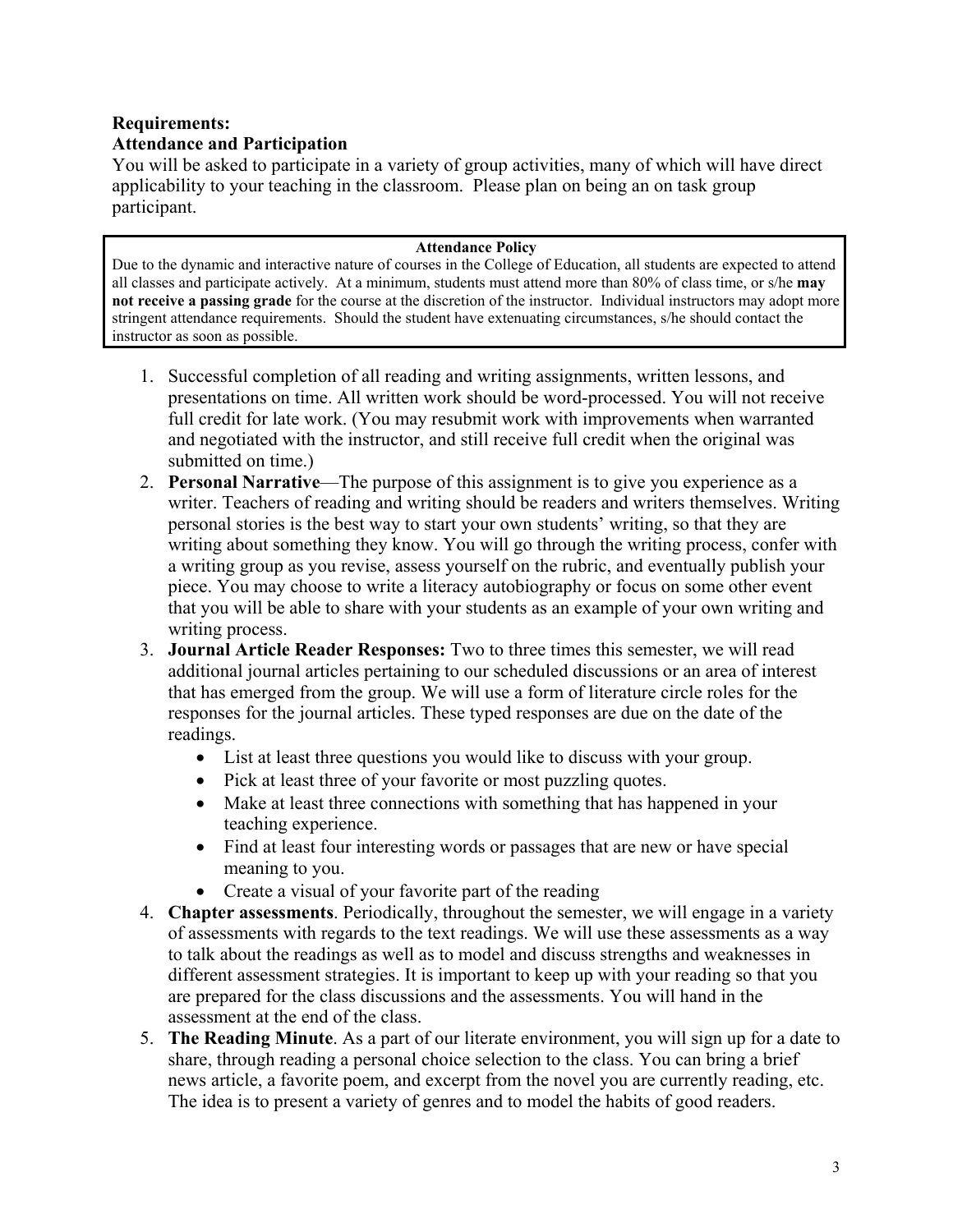**Requirements:**

**Attendance and Participation**

You will be asked to participate in a variety of group activities, many of which will have direct applicability to your teaching in the classroom. Please plan on being an on task group participant.

> **Attendance Policy**
>
> Due to the dynamic and interactive nature of courses in the College of Education, all students are expected to attend all classes and participate actively. At a minimum, students must attend more than 80% of class time, or s/he **may not receive a passing grade** for the course at the discretion of the instructor. Individual instructors may adopt more stringent attendance requirements. Should the student have extenuating circumstances, s/he should contact the instructor as soon as possible.

1. Successful completion of all reading and writing assignments, written lessons, and presentations on time. All written work should be word-processed. You will not receive full credit for late work. (You may resubmit work with improvements when warranted and negotiated with the instructor, and still receive full credit when the original was submitted on time.)
2. **Personal Narrative**—The purpose of this assignment is to give you experience as a writer. Teachers of reading and writing should be readers and writers themselves. Writing personal stories is the best way to start your own students' writing, so that they are writing about something they know. You will go through the writing process, confer with a writing group as you revise, assess yourself on the rubric, and eventually publish your piece. You may choose to write a literacy autobiography or focus on some other event that you will be able to share with your students as an example of your own writing and writing process.
3. **Journal Article Reader Responses:** Two to three times this semester, we will read additional journal articles pertaining to our scheduled discussions or an area of interest that has emerged from the group. We will use a form of literature circle roles for the responses for the journal articles. These typed responses are due on the date of the readings.
   - List at least three questions you would like to discuss with your group.
   - Pick at least three of your favorite or most puzzling quotes.
   - Make at least three connections with something that has happened in your teaching experience.
   - Find at least four interesting words or passages that are new or have special meaning to you.
   - Create a visual of your favorite part of the reading
4. **Chapter assessments**. Periodically, throughout the semester, we will engage in a variety of assessments with regards to the text readings. We will use these assessments as a way to talk about the readings as well as to model and discuss strengths and weaknesses in different assessment strategies. It is important to keep up with your reading so that you are prepared for the class discussions and the assessments. You will hand in the assessment at the end of the class.
5. **The Reading Minute**. As a part of our literate environment, you will sign up for a date to share, through reading a personal choice selection to the class. You can bring a brief news article, a favorite poem, and excerpt from the novel you are currently reading, etc. The idea is to present a variety of genres and to model the habits of good readers.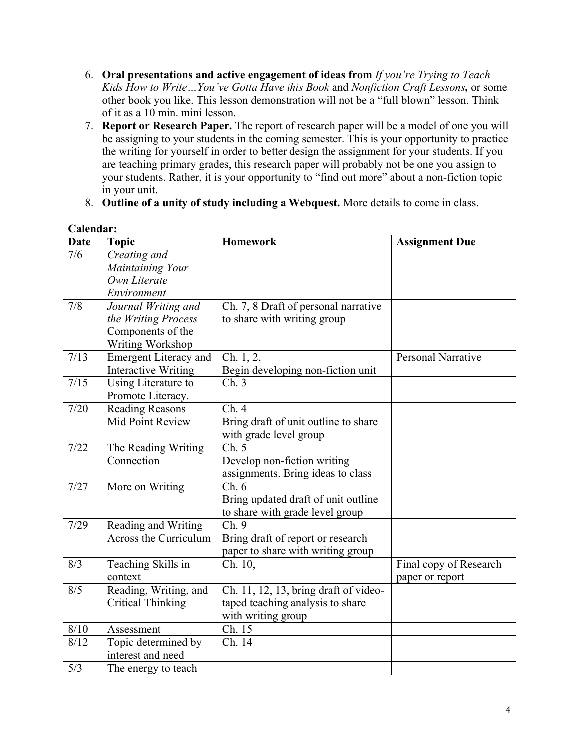6. **Oral presentations and active engagement of ideas from** *If you're Trying to Teach Kids How to Write…You've Gotta Have this Book* and *Nonfiction Craft Lessons***,** or some other book you like. This lesson demonstration will not be a "full blown" lesson. Think of it as a 10 min. mini lesson.
7. **Report or Research Paper.** The report of research paper will be a model of one you will be assigning to your students in the coming semester. This is your opportunity to practice the writing for yourself in order to better design the assignment for your students. If you are teaching primary grades, this research paper will probably not be one you assign to your students. Rather, it is your opportunity to "find out more" about a non-fiction topic in your unit.
8. **Outline of a unity of study including a Webquest.** More details to come in class.

**Calendar:**

| Date | Topic | Homework | Assignment Due |
|---|---|---|---|
| 7/6 | *Creating and Maintaining Your Own Literate Environment* | | |
| 7/8 | *Journal Writing and the Writing Process* Components of the Writing Workshop | Ch. 7, 8 Draft of personal narrative to share with writing group | |
| 7/13 | Emergent Literacy and Interactive Writing | Ch. 1, 2, Begin developing non-fiction unit | Personal Narrative |
| 7/15 | Using Literature to Promote Literacy. | Ch. 3 | |
| 7/20 | Reading Reasons Mid Point Review | Ch. 4 Bring draft of unit outline to share with grade level group | |
| 7/22 | The Reading Writing Connection | Ch. 5 Develop non-fiction writing assignments. Bring ideas to class | |
| 7/27 | More on Writing | Ch. 6 Bring updated draft of unit outline to share with grade level group | |
| 7/29 | Reading and Writing Across the Curriculum | Ch. 9 Bring draft of report or research paper to share with writing group | |
| 8/3 | Teaching Skills in context | Ch. 10, | Final copy of Research paper or report |
| 8/5 | Reading, Writing, and Critical Thinking | Ch. 11, 12, 13, bring draft of video-taped teaching analysis to share with writing group | |
| 8/10 | Assessment | Ch. 15 | |
| 8/12 | Topic determined by interest and need | Ch. 14 | |
| 5/3 | The energy to teach | | |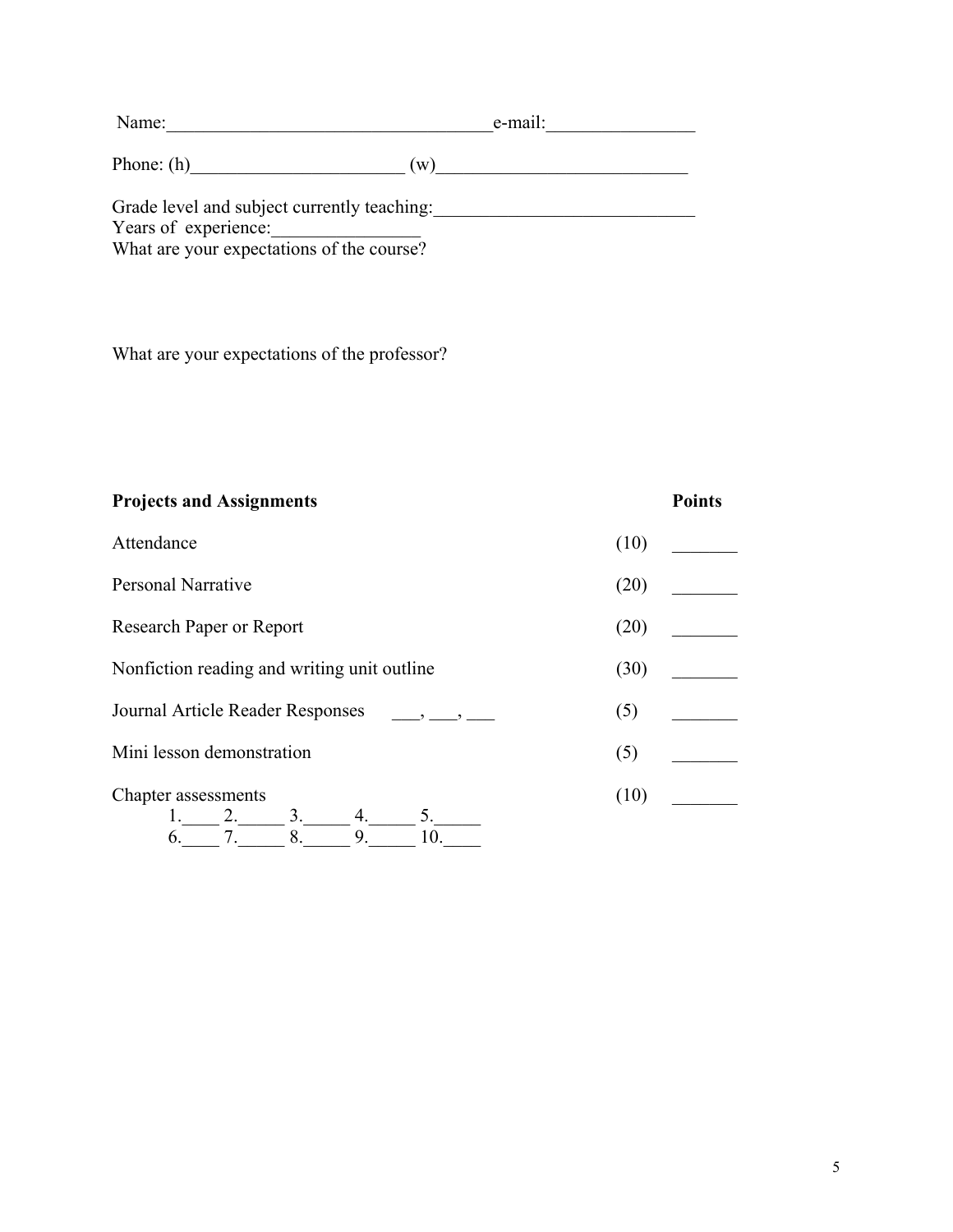Name:___________________________________e-mail:_______________

Phone: (h)______________________ (w)__________________________

Grade level and subject currently teaching:___________________________
Years of experience:________________
What are your expectations of the course?

What are your expectations of the professor?

| **Projects and Assignments** | | **Points** |
|---|---|---|
| Attendance | (10) | _______ |
| Personal Narrative | (20) | _______ |
| Research Paper or Report | (20) | _______ |
| Nonfiction reading and writing unit outline | (30) | _______ |
| Journal Article Reader Responses ___, ___, ___ | (5) | _______ |
| Mini lesson demonstration | (5) | _______ |
| Chapter assessments<br>1.____ 2._____ 3._____ 4._____ 5._____<br>6.____ 7._____ 8._____ 9._____ 10.____ | (10) | _______ |